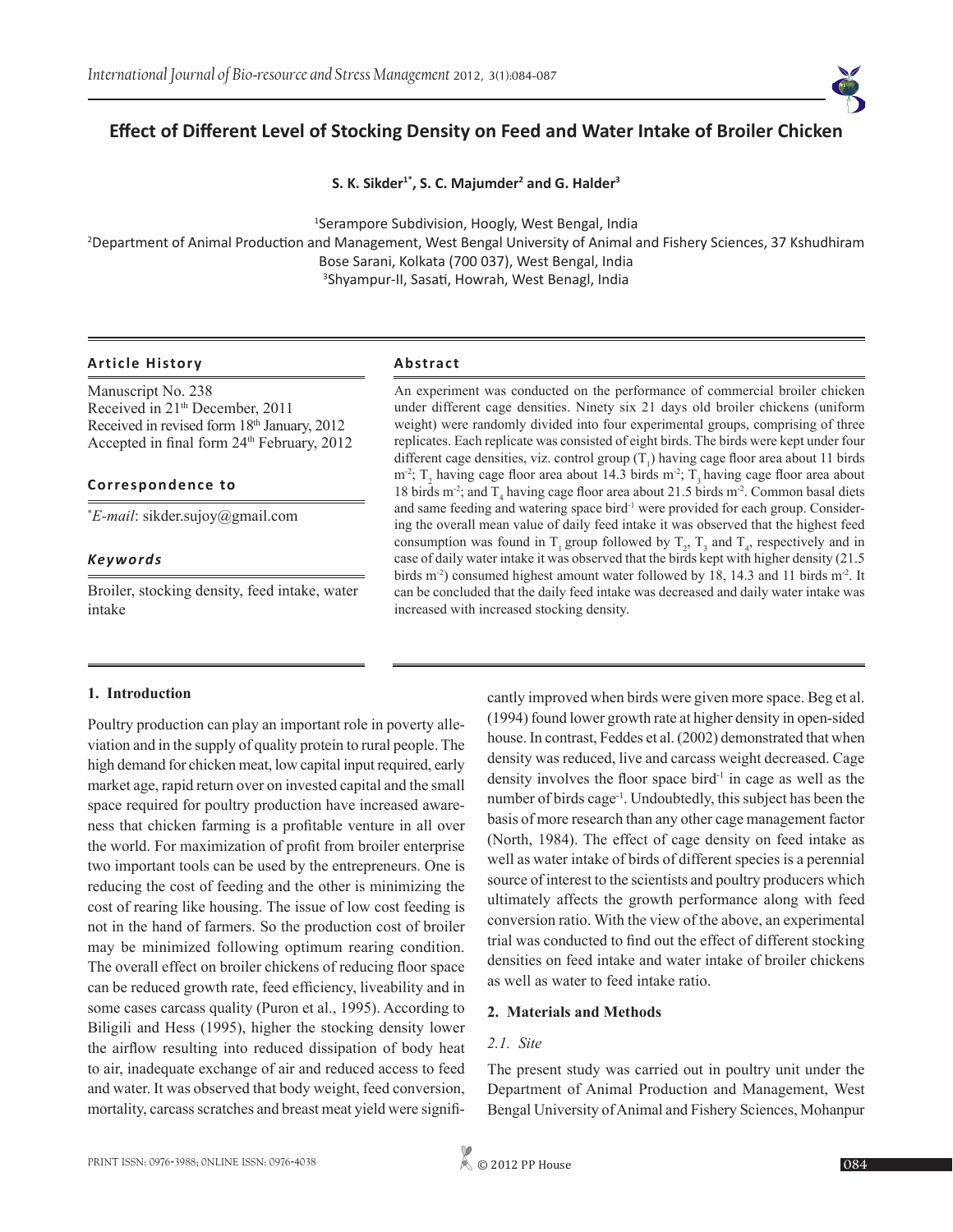# Effect of Different Level of Stocking Density on Feed and Water Intake of Broiler Chicken

**S. K. Sikder[1*], S. C. Majumder[2] and G. Halder[3]**

[1]Serampore Subdivision, Hoogly, West Bengal, India

[2]Department of Animal Production and Management, West Bengal University of Animal and Fishery Sciences, 37 Kshudhiram Bose Sarani, Kolkata (700 037), West Bengal, India

[3]Shyampur-II, Sasati, Howrah, West Benagl, India

### Article History

Manuscript No. 238
Received in 21th December, 2011
Received in revised form 18th January, 2012
Accepted in final form 24th February, 2012

### Correspondence to

*E-mail: sikder.sujoy@gmail.com

### Keywords

Broiler, stocking density, feed intake, water intake

### Abstract

An experiment was conducted on the performance of commercial broiler chicken under different cage densities. Ninety six 21 days old broiler chickens (uniform weight) were randomly divided into four experimental groups, comprising of three replicates. Each replicate was consisted of eight birds. The birds were kept under four different cage densities, viz. control group ($T_1$) having cage floor area about 11 birds m$^{-2}$; $T_2$ having cage floor area about 14.3 birds m$^{-2}$; $T_3$ having cage floor area about 18 birds m$^{-2}$; and $T_4$ having cage floor area about 21.5 birds m$^{-2}$. Common basal diets and same feeding and watering space bird$^{-1}$ were provided for each group. Considering the overall mean value of daily feed intake it was observed that the highest feed consumption was found in $T_1$ group followed by $T_2$, $T_3$ and $T_4$, respectively and in case of daily water intake it was observed that the birds kept with higher density (21.5 birds m$^{-2}$) consumed highest amount water followed by 18, 14.3 and 11 birds m$^{-2}$. It can be concluded that the daily feed intake was decreased and daily water intake was increased with increased stocking density.

## 1. Introduction

Poultry production can play an important role in poverty alleviation and in the supply of quality protein to rural people. The high demand for chicken meat, low capital input required, early market age, rapid return over on invested capital and the small space required for poultry production have increased awareness that chicken farming is a profitable venture in all over the world. For maximization of profit from broiler enterprise two important tools can be used by the entrepreneurs. One is reducing the cost of feeding and the other is minimizing the cost of rearing like housing. The issue of low cost feeding is not in the hand of farmers. So the production cost of broiler may be minimized following optimum rearing condition. The overall effect on broiler chickens of reducing floor space can be reduced growth rate, feed efficiency, liveability and in some cases carcass quality (Puron et al., 1995). According to Biligili and Hess (1995), higher the stocking density lower the airflow resulting into reduced dissipation of body heat to air, inadequate exchange of air and reduced access to feed and water. It was observed that body weight, feed conversion, mortality, carcass scratches and breast meat yield were significantly improved when birds were given more space. Beg et al. (1994) found lower growth rate at higher density in open-sided house. In contrast, Feddes et al. (2002) demonstrated that when density was reduced, live and carcass weight decreased. Cage density involves the floor space bird$^{-1}$ in cage as well as the number of birds cage$^{-1}$. Undoubtedly, this subject has been the basis of more research than any other cage management factor (North, 1984). The effect of cage density on feed intake as well as water intake of birds of different species is a perennial source of interest to the scientists and poultry producers which ultimately affects the growth performance along with feed conversion ratio. With the view of the above, an experimental trial was conducted to find out the effect of different stocking densities on feed intake and water intake of broiler chickens as well as water to feed intake ratio.

## 2. Materials and Methods

### *2.1. Site*

The present study was carried out in poultry unit under the Department of Animal Production and Management, West Bengal University of Animal and Fishery Sciences, Mohanpur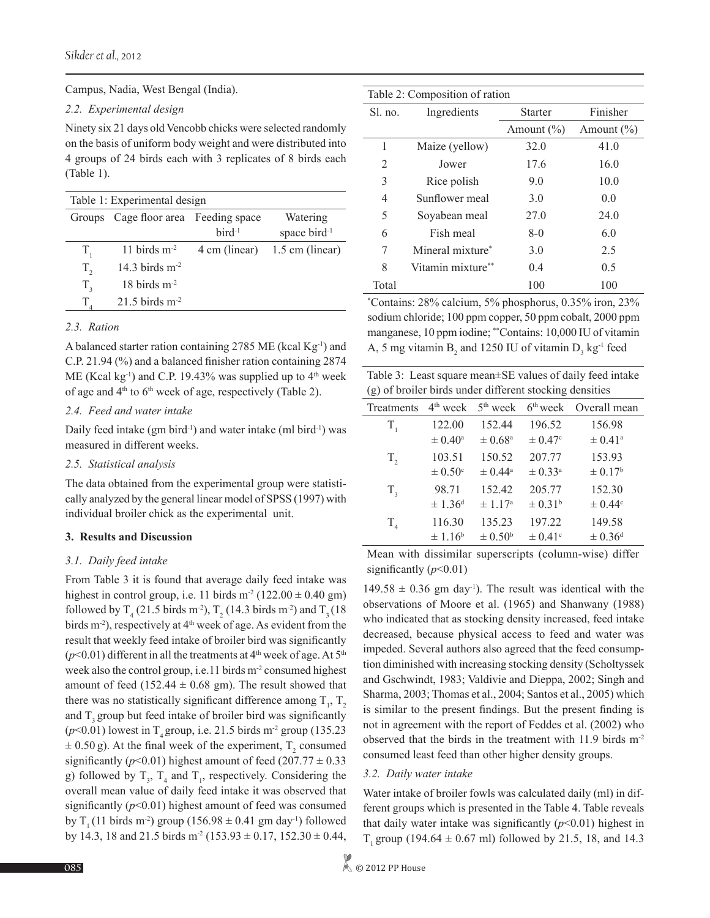Campus, Nadia, West Bengal (India).

### 2.2. Experimental design

Ninety six 21 days old Vencobb chicks were selected randomly on the basis of uniform body weight and were distributed into 4 groups of 24 birds each with 3 replicates of 8 birds each (Table 1).

Table 1: Experimental design

| Groups | Cage floor area | Feeding space bird$^{-1}$ | Watering space bird$^{-1}$ |
|---|---|---|---|
| $T_1$ | 11 birds m$^{-2}$ | 4 cm (linear) | 1.5 cm (linear) |
| $T_2$ | 14.3 birds m$^{-2}$ | | |
| $T_3$ | 18 birds m$^{-2}$ | | |
| $T_4$ | 21.5 birds m$^{-2}$ | | |

### 2.3. Ration

A balanced starter ration containing 2785 ME (kcal Kg$^{-1}$) and C.P. 21.94 (%) and a balanced finisher ration containing 2874 ME (Kcal kg$^{-1}$) and C.P. 19.43% was supplied up to 4$^{th}$ week of age and 4$^{th}$ to 6$^{th}$ week of age, respectively (Table 2).

### 2.4. Feed and water intake

Daily feed intake (gm bird$^{-1}$) and water intake (ml bird$^{-1}$) was measured in different weeks.

### 2.5. Statistical analysis

The data obtained from the experimental group were statistically analyzed by the general linear model of SPSS (1997) with individual broiler chick as the experimental unit.

## 3. Results and Discussion

### 3.1. Daily feed intake

From Table 3 it is found that average daily feed intake was highest in control group, i.e. 11 birds m$^{-2}$ (122.00 ± 0.40 gm) followed by $T_4$ (21.5 birds m$^{-2}$), $T_2$ (14.3 birds m$^{-2}$) and $T_3$ (18 birds m$^{-2}$), respectively at 4$^{th}$ week of age. As evident from the result that weekly feed intake of broiler bird was significantly ($p$<0.01) different in all the treatments at 4$^{th}$ week of age. At 5$^{th}$ week also the control group, i.e.11 birds m$^{-2}$ consumed highest amount of feed (152.44 ± 0.68 gm). The result showed that there was no statistically significant difference among $T_1$, $T_2$ and $T_3$ group but feed intake of broiler bird was significantly ($p$<0.01) lowest in $T_4$ group, i.e. 21.5 birds m$^{-2}$ group (135.23 ± 0.50 g). At the final week of the experiment, $T_2$ consumed significantly ($p$<0.01) highest amount of feed (207.77 ± 0.33 g) followed by $T_3$, $T_4$ and $T_1$, respectively. Considering the overall mean value of daily feed intake it was observed that significantly ($p$<0.01) highest amount of feed was consumed by $T_1$ (11 birds m$^{-2}$) group (156.98 ± 0.41 gm day$^{-1}$) followed by 14.3, 18 and 21.5 birds m$^{-2}$ (153.93 ± 0.17, 152.30 ± 0.44, 149.58 ± 0.36 gm day$^{-1}$). The result was identical with the observations of Moore et al. (1965) and Shanwany (1988) who indicated that as stocking density increased, feed intake decreased, because physical access to feed and water was impeded. Several authors also agreed that the feed consumption diminished with increasing stocking density (Scholtyssek and Gschwindt, 1983; Valdivie and Dieppa, 2002; Singh and Sharma, 2003; Thomas et al., 2004; Santos et al., 2005) which is similar to the present findings. But the present finding is not in agreement with the report of Feddes et al. (2002) who observed that the birds in the treatment with 11.9 birds m$^{-2}$ consumed least feed than other higher density groups.

Table 2: Composition of ration

| Sl. no. | Ingredients | Starter Amount (%) | Finisher Amount (%) |
|---|---|---|---|
| 1 | Maize (yellow) | 32.0 | 41.0 |
| 2 | Jower | 17.6 | 16.0 |
| 3 | Rice polish | 9.0 | 10.0 |
| 4 | Sunflower meal | 3.0 | 0.0 |
| 5 | Soyabean meal | 27.0 | 24.0 |
| 6 | Fish meal | 8-0 | 6.0 |
| 7 | Mineral mixture* | 3.0 | 2.5 |
| 8 | Vitamin mixture** | 0.4 | 0.5 |
| Total | | 100 | 100 |

*Contains: 28% calcium, 5% phosphorus, 0.35% iron, 23% sodium chloride; 100 ppm copper, 50 ppm cobalt, 2000 ppm manganese, 10 ppm iodine; **Contains: 10,000 IU of vitamin A, 5 mg vitamin $B_2$ and 1250 IU of vitamin $D_3$ kg$^{-1}$ feed

Table 3: Least square mean±SE values of daily feed intake (g) of broiler birds under different stocking densities

| Treatments | 4$^{th}$ week | 5$^{th}$ week | 6$^{th}$ week | Overall mean |
|---|---|---|---|---|
| $T_1$ | 122.00 ± 0.40$^a$ | 152.44 ± 0.68$^a$ | 196.52 ± 0.47$^c$ | 156.98 ± 0.41$^a$ |
| $T_2$ | 103.51 ± 0.50$^c$ | 150.52 ± 0.44$^a$ | 207.77 ± 0.33$^a$ | 153.93 ± 0.17$^b$ |
| $T_3$ | 98.71 ± 1.36$^d$ | 152.42 ± 1.17$^a$ | 205.77 ± 0.31$^b$ | 152.30 ± 0.44$^c$ |
| $T_4$ | 116.30 ± 1.16$^b$ | 135.23 ± 0.50$^b$ | 197.22 ± 0.41$^c$ | 149.58 ± 0.36$^d$ |

Mean with dissimilar superscripts (column-wise) differ significantly ($p$<0.01)

### 3.2. Daily water intake

Water intake of broiler fowls was calculated daily (ml) in different groups which is presented in the Table 4. Table reveals that daily water intake was significantly ($p$<0.01) highest in $T_1$ group (194.64 ± 0.67 ml) followed by 21.5, 18, and 14.3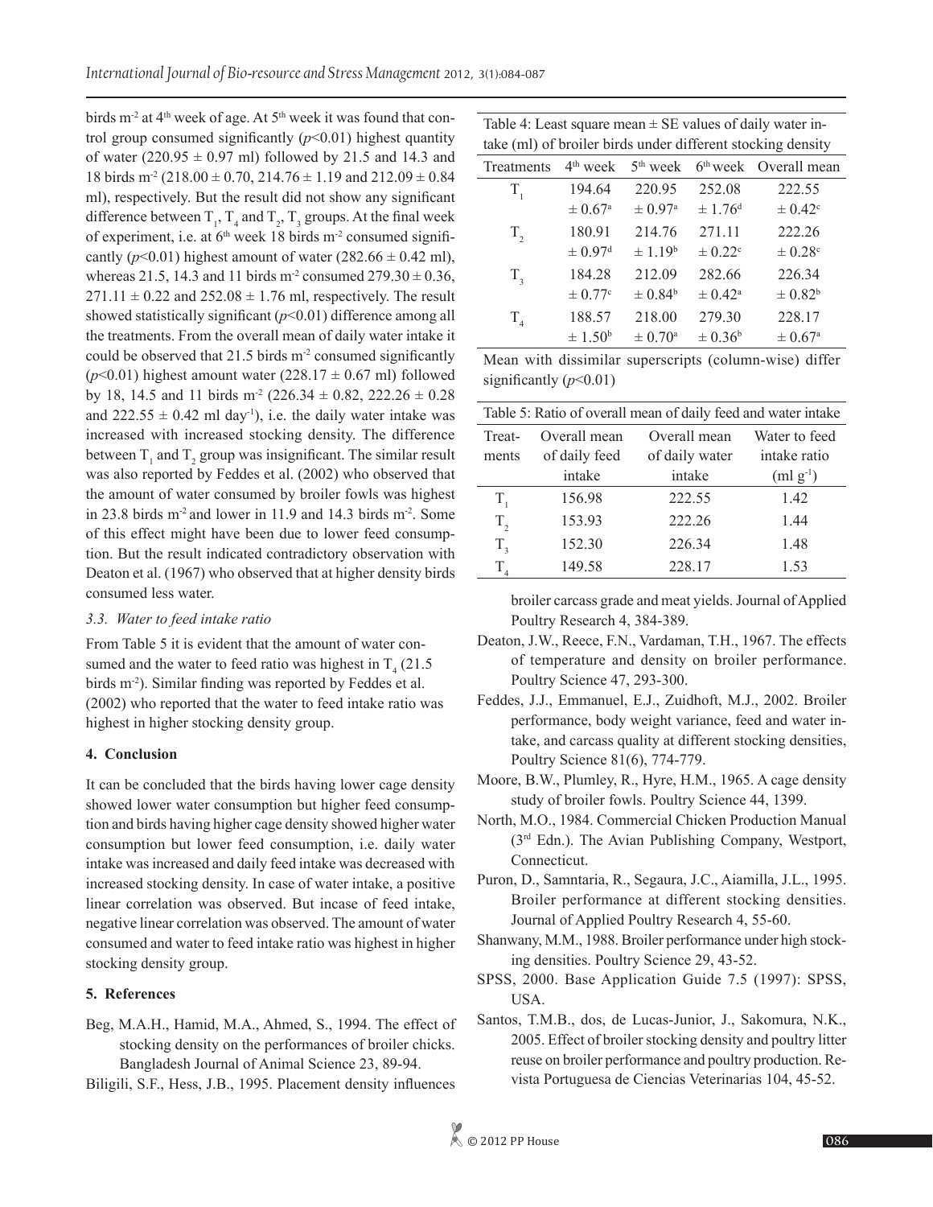birds $m^{-2}$ at 4[th] week of age. At 5[th] week it was found that control group consumed significantly ($p$<0.01) highest quantity of water (220.95 ± 0.97 ml) followed by 21.5 and 14.3 and 18 birds $m^{-2}$ (218.00 ± 0.70, 214.76 ± 1.19 and 212.09 ± 0.84 ml), respectively. But the result did not show any significant difference between $T_1$, $T_4$ and $T_2$, $T_3$ groups. At the final week of experiment, i.e. at 6[th] week 18 birds $m^{-2}$ consumed significantly ($p$<0.01) highest amount of water (282.66 ± 0.42 ml), whereas 21.5, 14.3 and 11 birds $m^{-2}$ consumed 279.30 ± 0.36, 271.11 ± 0.22 and 252.08 ± 1.76 ml, respectively. The result showed statistically significant ($p$<0.01) difference among all the treatments. From the overall mean of daily water intake it could be observed that 21.5 birds $m^{-2}$ consumed significantly ($p$<0.01) highest amount water (228.17 ± 0.67 ml) followed by 18, 14.5 and 11 birds $m^{-2}$ (226.34 ± 0.82, 222.26 ± 0.28 and 222.55 ± 0.42 ml $day^{-1}$), i.e. the daily water intake was increased with increased stocking density. The difference between $T_1$ and $T_2$ group was insignificant. The similar result was also reported by Feddes et al. (2002) who observed that the amount of water consumed by broiler fowls was highest in 23.8 birds $m^{-2}$ and lower in 11.9 and 14.3 birds $m^{-2}$. Some of this effect might have been due to lower feed consumption. But the result indicated contradictory observation with Deaton et al. (1967) who observed that at higher density birds consumed less water.

Table 4: Least square mean ± SE values of daily water intake (ml) of broiler birds under different stocking density

| Treatments | 4[th] week | 5[th] week | 6[th] week | Overall mean |
|---|---|---|---|---|
| $T_1$ | 194.64 ± 0.67[a] | 220.95 ± 0.97[a] | 252.08 ± 1.76[d] | 222.55 ± 0.42[c] |
| $T_2$ | 180.91 ± 0.97[d] | 214.76 ± 1.19[b] | 271.11 ± 0.22[c] | 222.26 ± 0.28[c] |
| $T_3$ | 184.28 ± 0.77[c] | 212.09 ± 0.84[b] | 282.66 ± 0.42[a] | 226.34 ± 0.82[b] |
| $T_4$ | 188.57 ± 1.50[b] | 218.00 ± 0.70[a] | 279.30 ± 0.36[b] | 228.17 ± 0.67[a] |

Mean with dissimilar superscripts (column-wise) differ significantly ($p$<0.01)

### *3.3. Water to feed intake ratio*

From Table 5 it is evident that the amount of water consumed and the water to feed ratio was highest in $T_4$ (21.5 birds $m^{-2}$). Similar finding was reported by Feddes et al. (2002) who reported that the water to feed intake ratio was highest in higher stocking density group.

Table 5: Ratio of overall mean of daily feed and water intake

| Treatments | Overall mean of daily feed intake | Overall mean of daily water intake | Water to feed intake ratio (ml $g^{-1}$) |
|---|---|---|---|
| $T_1$ | 156.98 | 222.55 | 1.42 |
| $T_2$ | 153.93 | 222.26 | 1.44 |
| $T_3$ | 152.30 | 226.34 | 1.48 |
| $T_4$ | 149.58 | 228.17 | 1.53 |

## 4. Conclusion

It can be concluded that the birds having lower cage density showed lower water consumption but higher feed consumption and birds having higher cage density showed higher water consumption but lower feed consumption, i.e. daily water intake was increased and daily feed intake was decreased with increased stocking density. In case of water intake, a positive linear correlation was observed. But incase of feed intake, negative linear correlation was observed. The amount of water consumed and water to feed intake ratio was highest in higher stocking density group.

## 5. References

Beg, M.A.H., Hamid, M.A., Ahmed, S., 1994. The effect of stocking density on the performances of broiler chicks. Bangladesh Journal of Animal Science 23, 89-94.

Biligili, S.F., Hess, J.B., 1995. Placement density influences broiler carcass grade and meat yields. Journal of Applied Poultry Research 4, 384-389.

Deaton, J.W., Reece, F.N., Vardaman, T.H., 1967. The effects of temperature and density on broiler performance. Poultry Science 47, 293-300.

Feddes, J.J., Emmanuel, E.J., Zuidhoft, M.J., 2002. Broiler performance, body weight variance, feed and water intake, and carcass quality at different stocking densities, Poultry Science 81(6), 774-779.

Moore, B.W., Plumley, R., Hyre, H.M., 1965. A cage density study of broiler fowls. Poultry Science 44, 1399.

North, M.O., 1984. Commercial Chicken Production Manual (3[rd] Edn.). The Avian Publishing Company, Westport, Connecticut.

Puron, D., Samntaria, R., Segaura, J.C., Aiamilla, J.L., 1995. Broiler performance at different stocking densities. Journal of Applied Poultry Research 4, 55-60.

Shanwany, M.M., 1988. Broiler performance under high stocking densities. Poultry Science 29, 43-52.

SPSS, 2000. Base Application Guide 7.5 (1997): SPSS, USA.

Santos, T.M.B., dos, de Lucas-Junior, J., Sakomura, N.K., 2005. Effect of broiler stocking density and poultry litter reuse on broiler performance and poultry production. Revista Portuguesa de Ciencias Veterinarias 104, 45-52.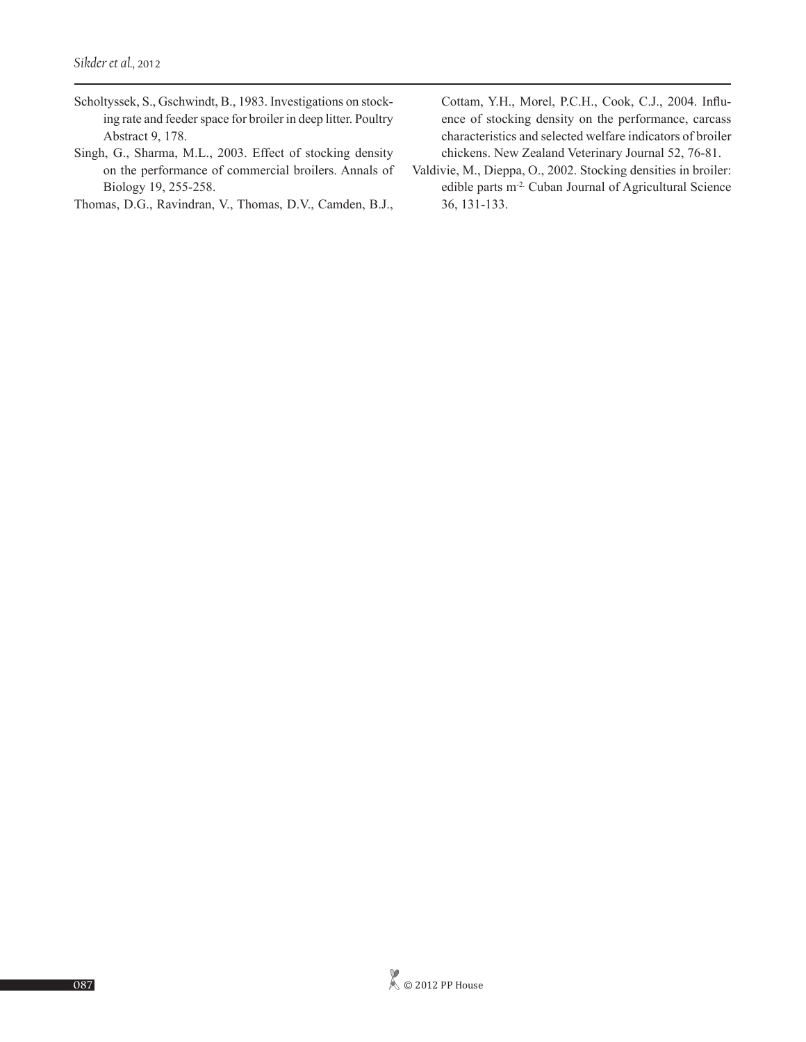Scholtyssek, S., Gschwindt, B., 1983. Investigations on stocking rate and feeder space for broiler in deep litter. Poultry Abstract 9, 178.

Singh, G., Sharma, M.L., 2003. Effect of stocking density on the performance of commercial broilers. Annals of Biology 19, 255-258.

Thomas, D.G., Ravindran, V., Thomas, D.V., Camden, B.J., Cottam, Y.H., Morel, P.C.H., Cook, C.J., 2004. Influence of stocking density on the performance, carcass characteristics and selected welfare indicators of broiler chickens. New Zealand Veterinary Journal 52, 76-81.

Valdivie, M., Dieppa, O., 2002. Stocking densities in broiler: edible parts $m^{-2.}$ Cuban Journal of Agricultural Science 36, 131-133.